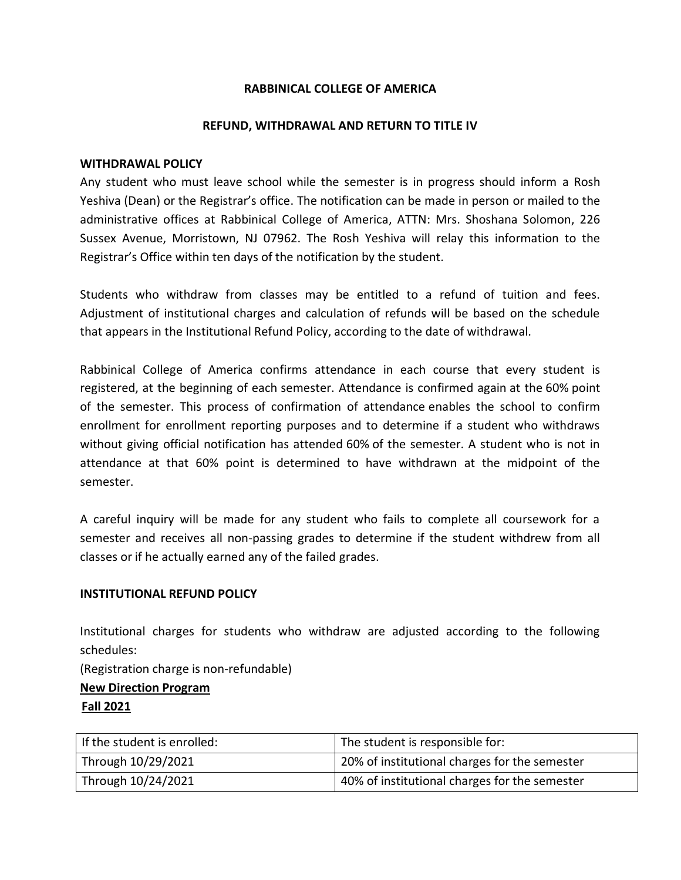**RABBINICAL COLLEGE OF AMERICA**

**REFUND, WITHDRAWAL AND RETURN TO TITLE IV**

**WITHDRAWAL POLICY**

Any student who must leave school while the semester is in progress should inform a Rosh Yeshiva (Dean) or the Registrar's office. The notification can be made in person or mailed to the administrative offices at Rabbinical College of America, ATTN: Mrs. Shoshana Solomon, 226 Sussex Avenue, Morristown, NJ 07962. The Rosh Yeshiva will relay this information to the Registrar's Office within ten days of the notification by the student.

Students who withdraw from classes may be entitled to a refund of tuition and fees. Adjustment of institutional charges and calculation of refunds will be based on the schedule that appears in the Institutional Refund Policy, according to the date of withdrawal.

Rabbinical College of America confirms attendance in each course that every student is registered, at the beginning of each semester. Attendance is confirmed again at the 60% point of the semester. This process of confirmation of attendance enables the school to confirm enrollment for enrollment reporting purposes and to determine if a student who withdraws without giving official notification has attended 60% of the semester. A student who is not in attendance at that 60% point is determined to have withdrawn at the midpoint of the semester.

A careful inquiry will be made for any student who fails to complete all coursework for a semester and receives all non-passing grades to determine if the student withdrew from all classes or if he actually earned any of the failed grades.

**INSTITUTIONAL REFUND POLICY**

Institutional charges for students who withdraw are adjusted according to the following schedules:

(Registration charge is non-refundable)

**<u>New Direction Program</u>**

**<u>Fall 2021</u>**

| If the student is enrolled: | The student is responsible for: |
|---|---|
| Through 10/29/2021 | 20% of institutional charges for the semester |
| Through 10/24/2021 | 40% of institutional charges for the semester |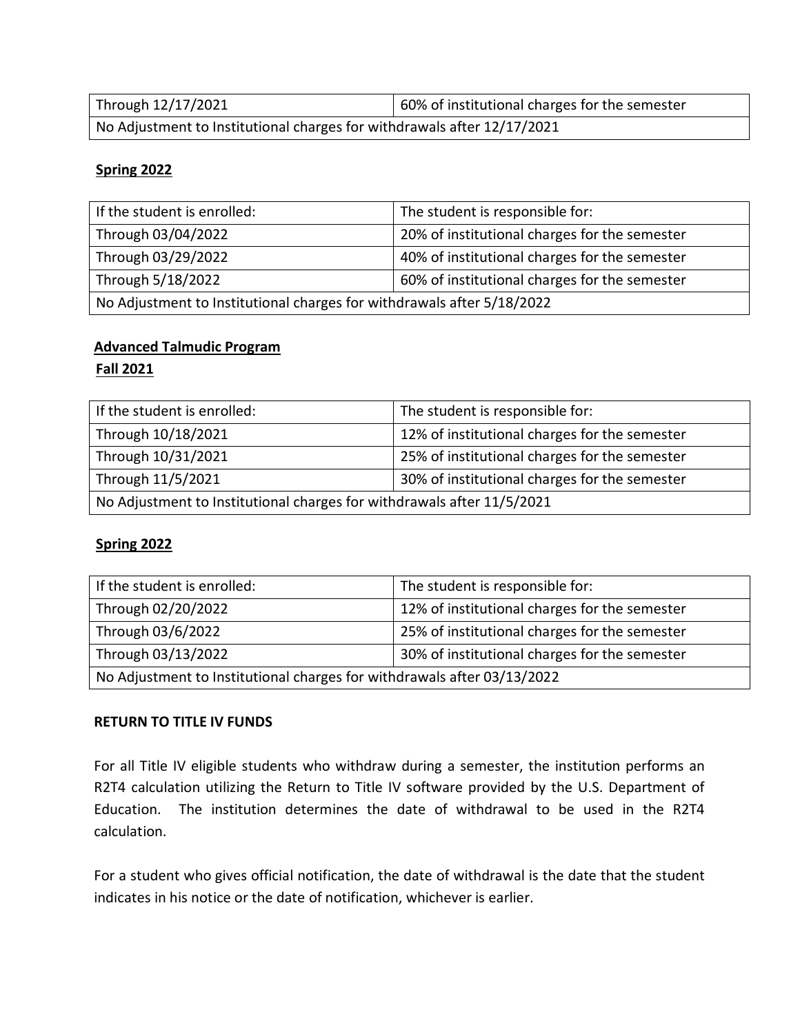| Through 12/17/2021 | 60% of institutional charges for the semester |
|---|---|
| No Adjustment to Institutional charges for withdrawals after 12/17/2021 | |

**Spring 2022**

| If the student is enrolled: | The student is responsible for: |
|---|---|
| Through 03/04/2022 | 20% of institutional charges for the semester |
| Through 03/29/2022 | 40% of institutional charges for the semester |
| Through 5/18/2022 | 60% of institutional charges for the semester |
| No Adjustment to Institutional charges for withdrawals after 5/18/2022 | |

**Advanced Talmudic Program**

**Fall 2021**

| If the student is enrolled: | The student is responsible for: |
|---|---|
| Through 10/18/2021 | 12% of institutional charges for the semester |
| Through 10/31/2021 | 25% of institutional charges for the semester |
| Through 11/5/2021 | 30% of institutional charges for the semester |
| No Adjustment to Institutional charges for withdrawals after 11/5/2021 | |

**Spring 2022**

| If the student is enrolled: | The student is responsible for: |
|---|---|
| Through 02/20/2022 | 12% of institutional charges for the semester |
| Through 03/6/2022 | 25% of institutional charges for the semester |
| Through 03/13/2022 | 30% of institutional charges for the semester |
| No Adjustment to Institutional charges for withdrawals after 03/13/2022 | |

**RETURN TO TITLE IV FUNDS**

For all Title IV eligible students who withdraw during a semester, the institution performs an R2T4 calculation utilizing the Return to Title IV software provided by the U.S. Department of Education. The institution determines the date of withdrawal to be used in the R2T4 calculation.

For a student who gives official notification, the date of withdrawal is the date that the student indicates in his notice or the date of notification, whichever is earlier.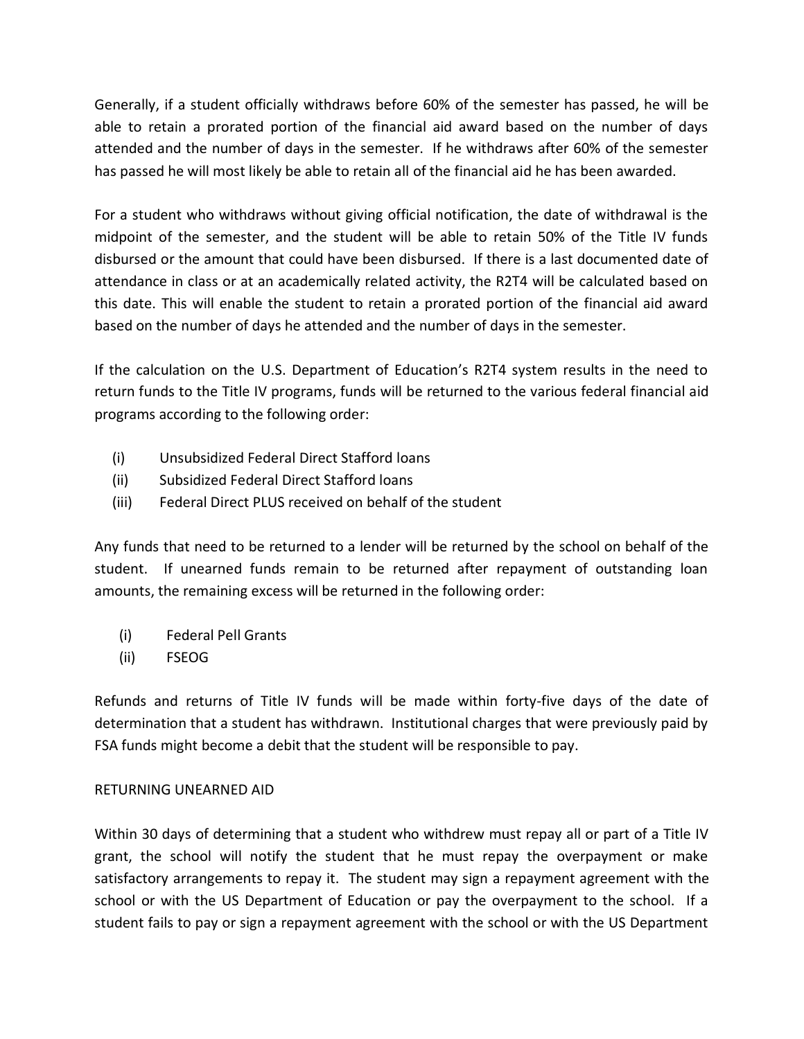Generally, if a student officially withdraws before 60% of the semester has passed, he will be able to retain a prorated portion of the financial aid award based on the number of days attended and the number of days in the semester. If he withdraws after 60% of the semester has passed he will most likely be able to retain all of the financial aid he has been awarded.

For a student who withdraws without giving official notification, the date of withdrawal is the midpoint of the semester, and the student will be able to retain 50% of the Title IV funds disbursed or the amount that could have been disbursed. If there is a last documented date of attendance in class or at an academically related activity, the R2T4 will be calculated based on this date. This will enable the student to retain a prorated portion of the financial aid award based on the number of days he attended and the number of days in the semester.

If the calculation on the U.S. Department of Education's R2T4 system results in the need to return funds to the Title IV programs, funds will be returned to the various federal financial aid programs according to the following order:

(i) Unsubsidized Federal Direct Stafford loans
(ii) Subsidized Federal Direct Stafford loans
(iii) Federal Direct PLUS received on behalf of the student

Any funds that need to be returned to a lender will be returned by the school on behalf of the student. If unearned funds remain to be returned after repayment of outstanding loan amounts, the remaining excess will be returned in the following order:

(i) Federal Pell Grants
(ii) FSEOG

Refunds and returns of Title IV funds will be made within forty-five days of the date of determination that a student has withdrawn. Institutional charges that were previously paid by FSA funds might become a debit that the student will be responsible to pay.

RETURNING UNEARNED AID

Within 30 days of determining that a student who withdrew must repay all or part of a Title IV grant, the school will notify the student that he must repay the overpayment or make satisfactory arrangements to repay it. The student may sign a repayment agreement with the school or with the US Department of Education or pay the overpayment to the school. If a student fails to pay or sign a repayment agreement with the school or with the US Department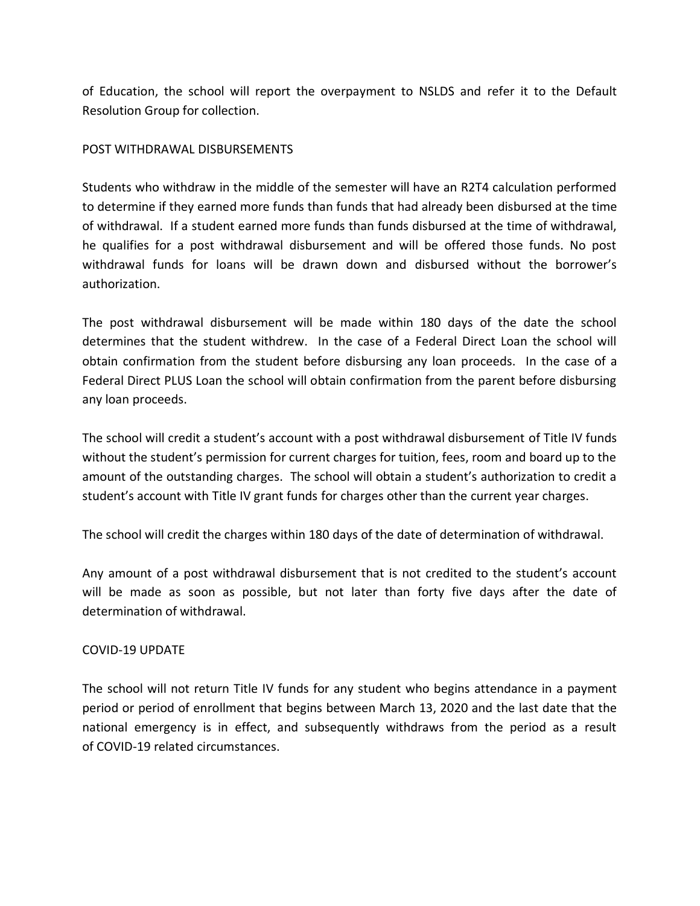of Education, the school will report the overpayment to NSLDS and refer it to the Default Resolution Group for collection.

## POST WITHDRAWAL DISBURSEMENTS

Students who withdraw in the middle of the semester will have an R2T4 calculation performed to determine if they earned more funds than funds that had already been disbursed at the time of withdrawal. If a student earned more funds than funds disbursed at the time of withdrawal, he qualifies for a post withdrawal disbursement and will be offered those funds. No post withdrawal funds for loans will be drawn down and disbursed without the borrower's authorization.

The post withdrawal disbursement will be made within 180 days of the date the school determines that the student withdrew. In the case of a Federal Direct Loan the school will obtain confirmation from the student before disbursing any loan proceeds. In the case of a Federal Direct PLUS Loan the school will obtain confirmation from the parent before disbursing any loan proceeds.

The school will credit a student's account with a post withdrawal disbursement of Title IV funds without the student's permission for current charges for tuition, fees, room and board up to the amount of the outstanding charges. The school will obtain a student's authorization to credit a student's account with Title IV grant funds for charges other than the current year charges.

The school will credit the charges within 180 days of the date of determination of withdrawal.

Any amount of a post withdrawal disbursement that is not credited to the student's account will be made as soon as possible, but not later than forty five days after the date of determination of withdrawal.

## COVID-19 UPDATE

The school will not return Title IV funds for any student who begins attendance in a payment period or period of enrollment that begins between March 13, 2020 and the last date that the national emergency is in effect, and subsequently withdraws from the period as a result of COVID-19 related circumstances.